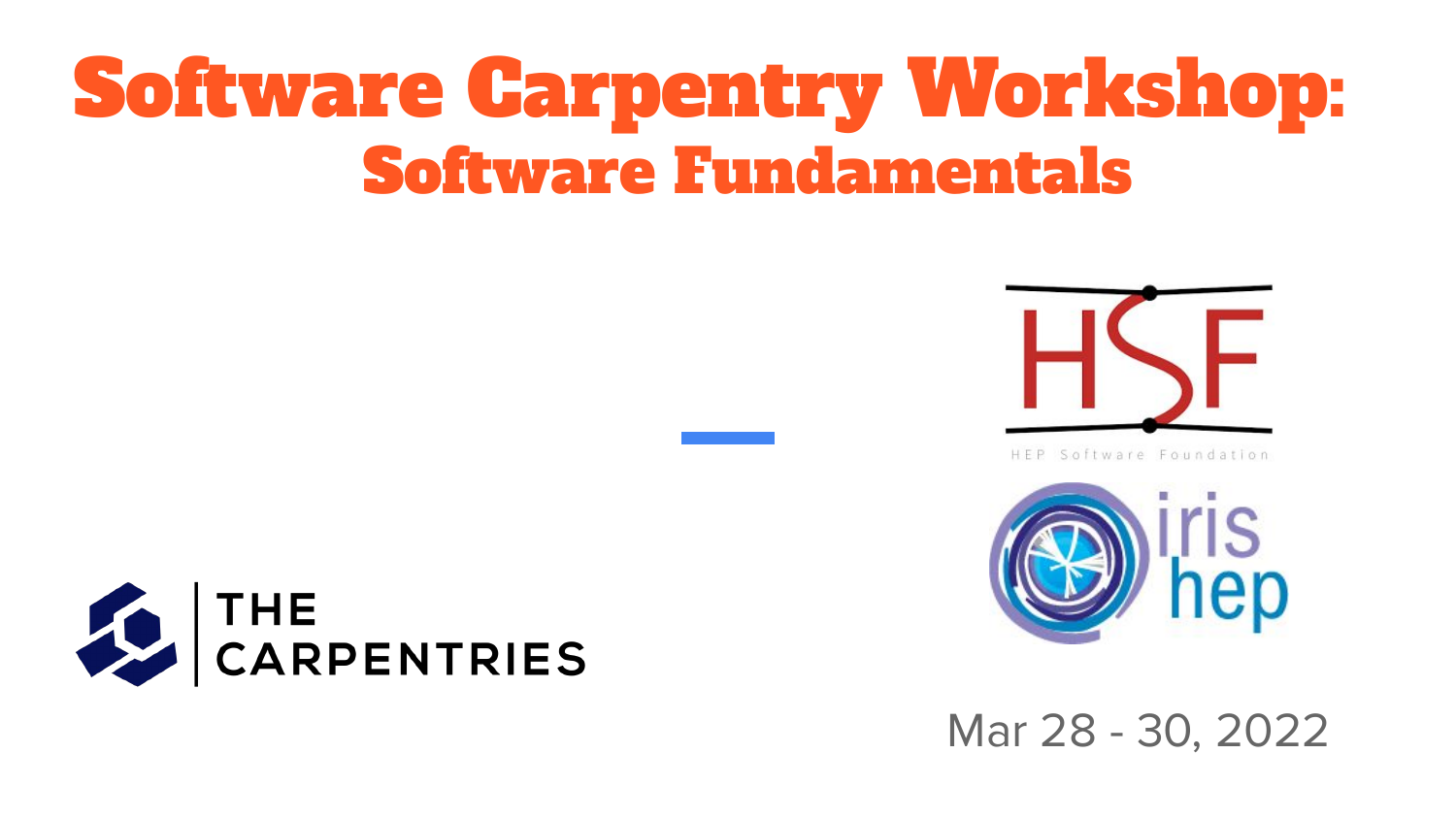# Software Carpentry Workshop:
## Software Fundamentals

HSF

HEP Software Foundation

iris hep

THE CARPENTRIES

Mar 28 - 30, 2022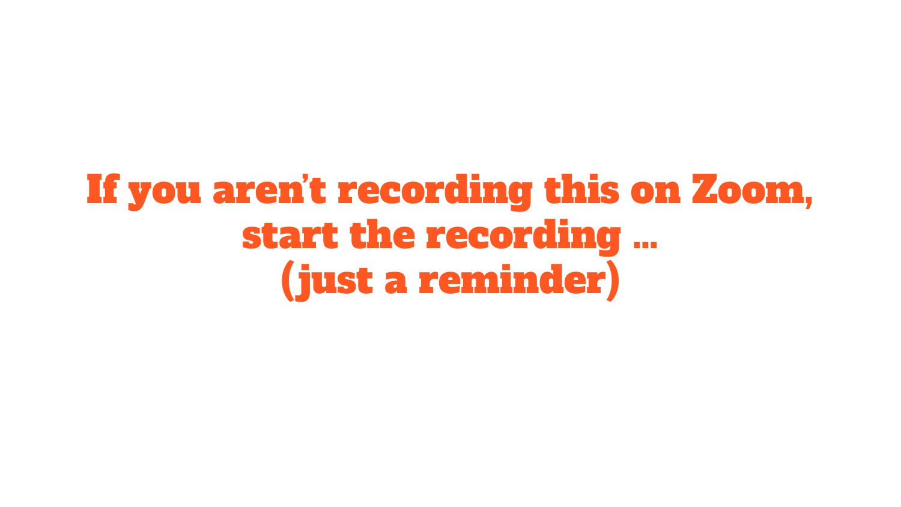**If you aren't recording this on Zoom, start the recording … (just a reminder)**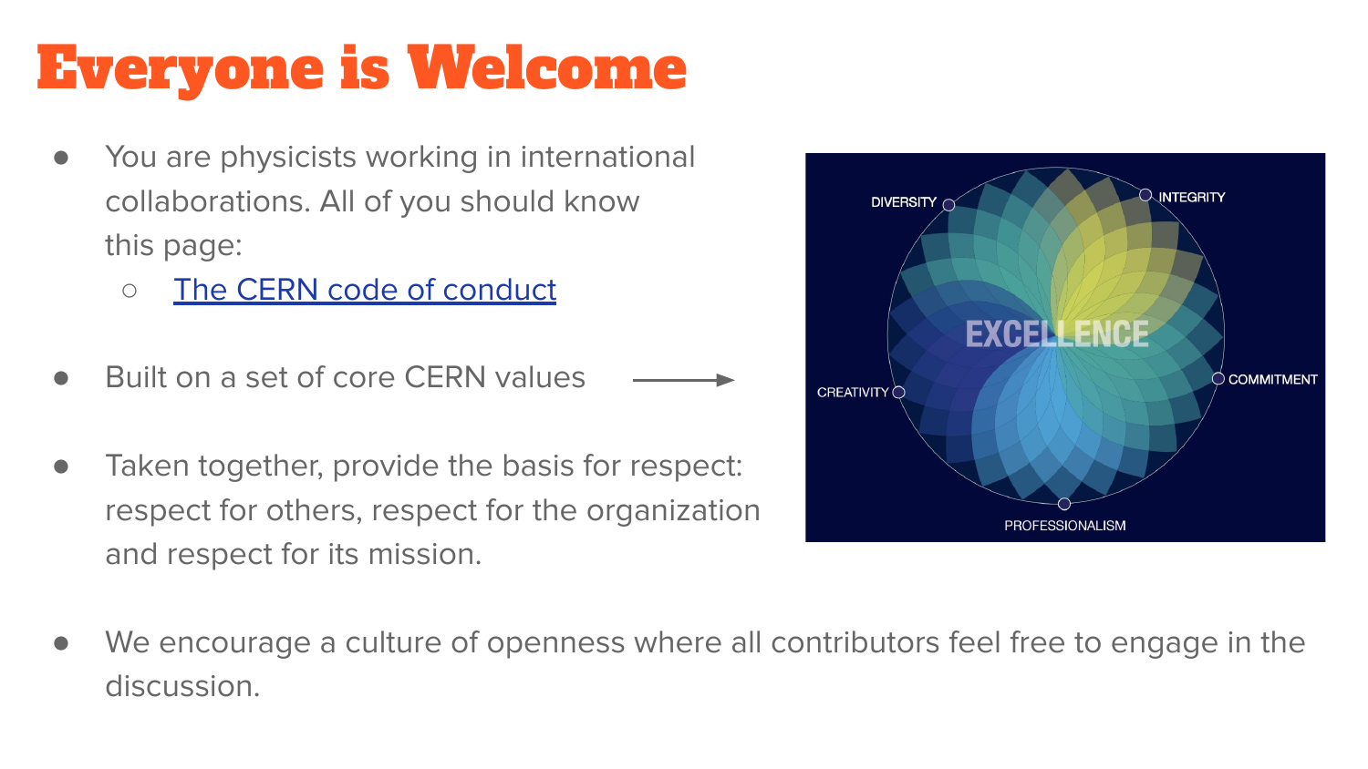# Everyone is Welcome

- You are physicists working in international collaborations. All of you should know this page:
  - [The CERN code of conduct]
- Built on a set of core CERN values →
- Taken together, provide the basis for respect: respect for others, respect for the organization and respect for its mission.

DIVERSITY, INTEGRITY, EXCELLENCE, CREATIVITY, COMMITMENT, PROFESSIONALISM

- We encourage a culture of openness where all contributors feel free to engage in the discussion.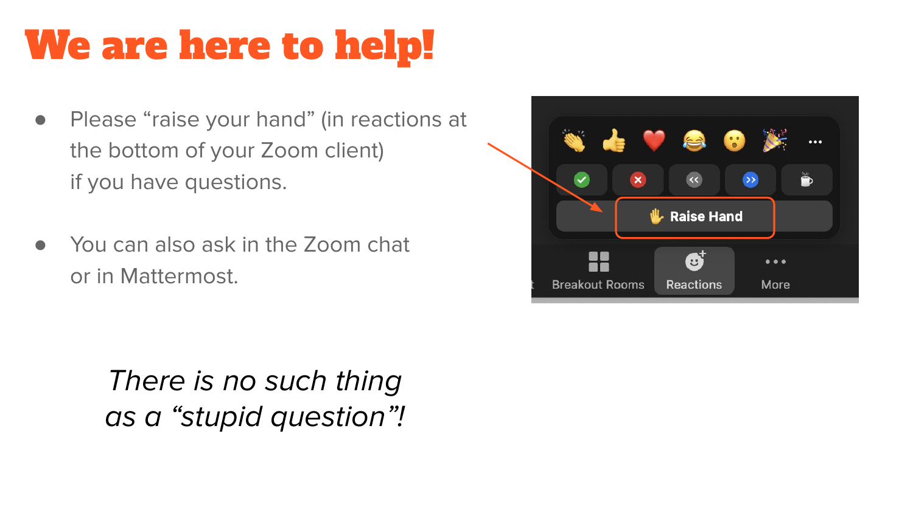# We are here to help!

- Please “raise your hand” (in reactions at the bottom of your Zoom client) if you have questions.
- You can also ask in the Zoom chat or in Mattermost.

*There is no such thing as a “stupid question”!*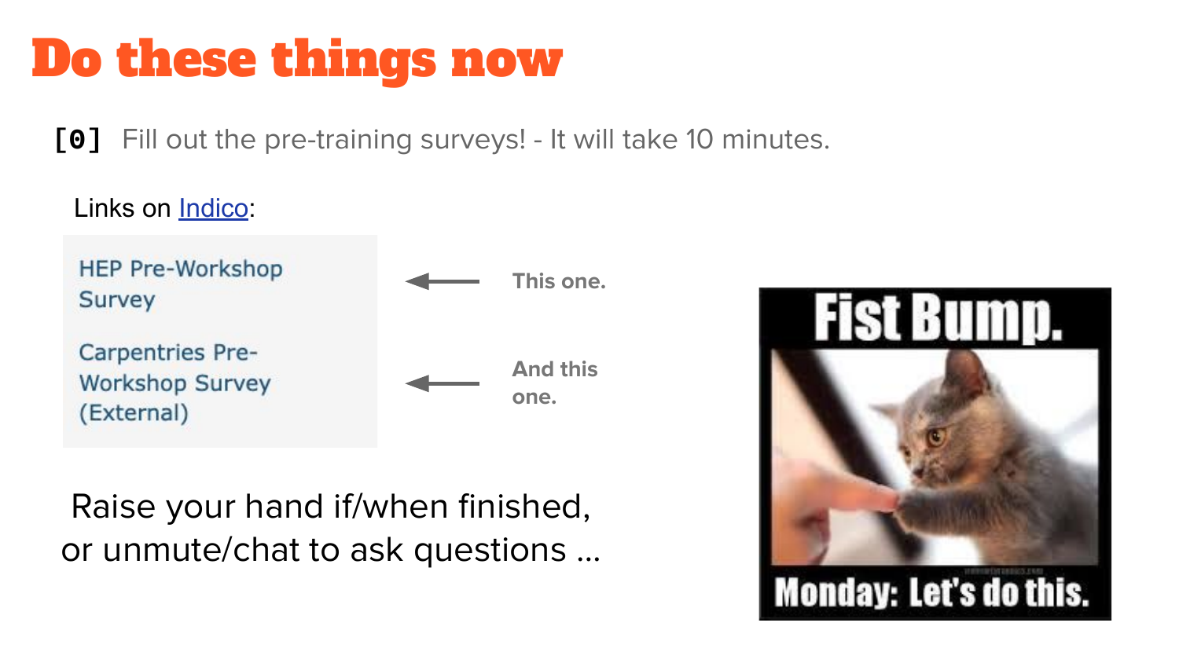# Do these things now

[0] Fill out the pre-training surveys! - It will take 10 minutes.

Links on [Indico](#):

- HEP Pre-Workshop Survey ← This one.
- Carpentries Pre-Workshop Survey (External) ← And this one.

Raise your hand if/when finished, or unmute/chat to ask questions …

Fist Bump.

Monday: Let's do this.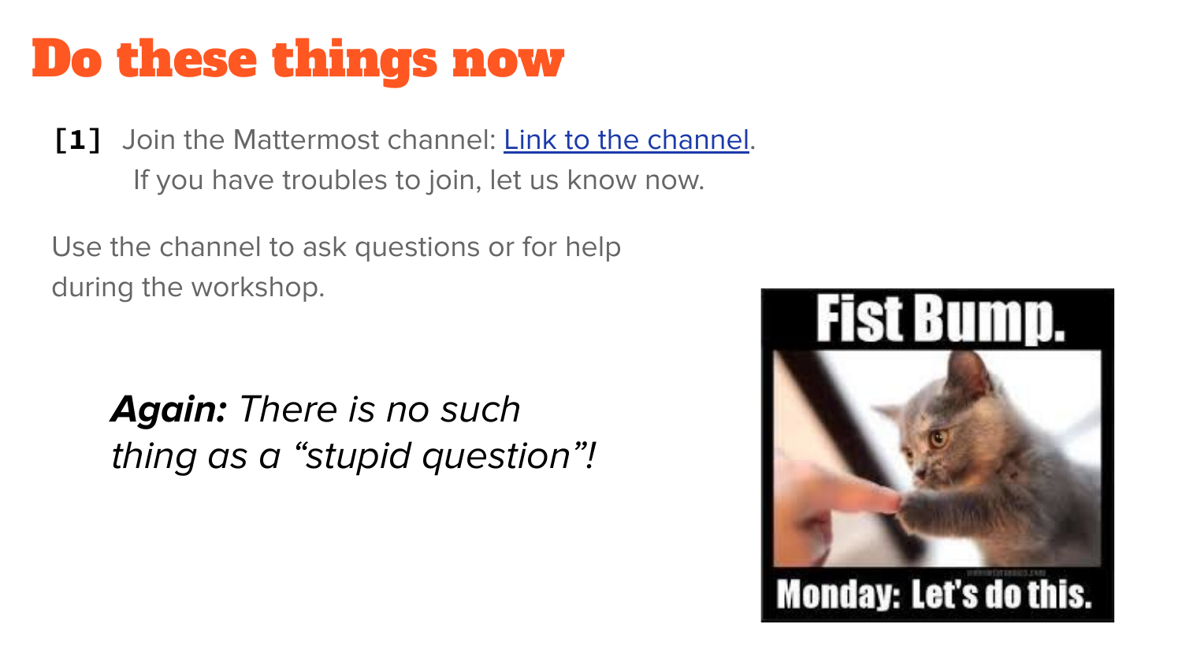# Do these things now

**[1]** Join the Mattermost channel: [Link to the channel](#).
If you have troubles to join, let us know now.

Use the channel to ask questions or for help during the workshop.

***Again:*** *There is no such thing as a "stupid question"!*